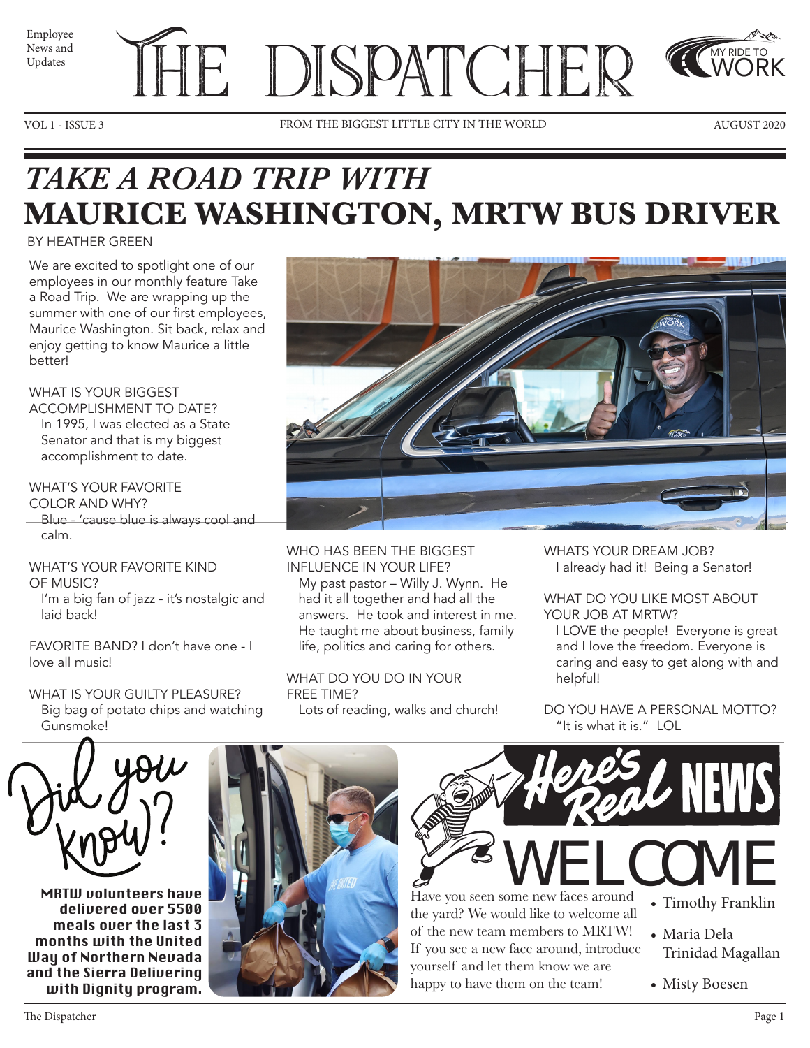Employee News and Updates

# THE DISPATCHER

MY RIDE TO WORK

VOL 1 - ISSUE 3 | FROM THE BIGGEST LITTLE CITY IN THE WORLD | AUGUST 2020

# *TAKE A ROAD TRIP WITH* MAURICE WASHINGTON, MRTW BUS DRIVER

BY HEATHER GREEN

We are excited to spotlight one of our employees in our monthly feature Take a Road Trip. We are wrapping up the summer with one of our first employees, Maurice Washington. Sit back, relax and enjoy getting to know Maurice a little better!

WHAT IS YOUR BIGGEST ACCOMPLISHMENT TO DATE?
In 1995, I was elected as a State Senator and that is my biggest accomplishment to date.

WHAT'S YOUR FAVORITE COLOR AND WHY?
Blue - 'cause blue is always cool and calm.

WHAT'S YOUR FAVORITE KIND OF MUSIC?
I'm a big fan of jazz - it's nostalgic and laid back!

FAVORITE BAND? I don't have one - I love all music!

WHAT IS YOUR GUILTY PLEASURE?
Big bag of potato chips and watching Gunsmoke!

WHO HAS BEEN THE BIGGEST INFLUENCE IN YOUR LIFE?
My past pastor – Willy J. Wynn. He had it all together and had all the answers. He took and interest in me. He taught me about business, family life, politics and caring for others.

WHAT DO YOU DO IN YOUR FREE TIME?
Lots of reading, walks and church!

WHATS YOUR DREAM JOB?
I already had it! Being a Senator!

WHAT DO YOU LIKE MOST ABOUT YOUR JOB AT MRTW?
I LOVE the people! Everyone is great and I love the freedom. Everyone is caring and easy to get along with and helpful!

DO YOU HAVE A PERSONAL MOTTO?
"It is what it is." LOL

## Did you know?

**MRTW volunteers have delivered over 5500 meals over the last 3 months with the United Way of Northern Nevada and the Sierra Delivering with Dignity program.**

## Here's Real NEWS

## WELCOME

Have you seen some new faces around the yard? We would like to welcome all of the new team members to MRTW! If you see a new face around, introduce yourself and let them know we are happy to have them on the team!

- Timothy Franklin
- Maria Dela Trinidad Magallan
- Misty Boesen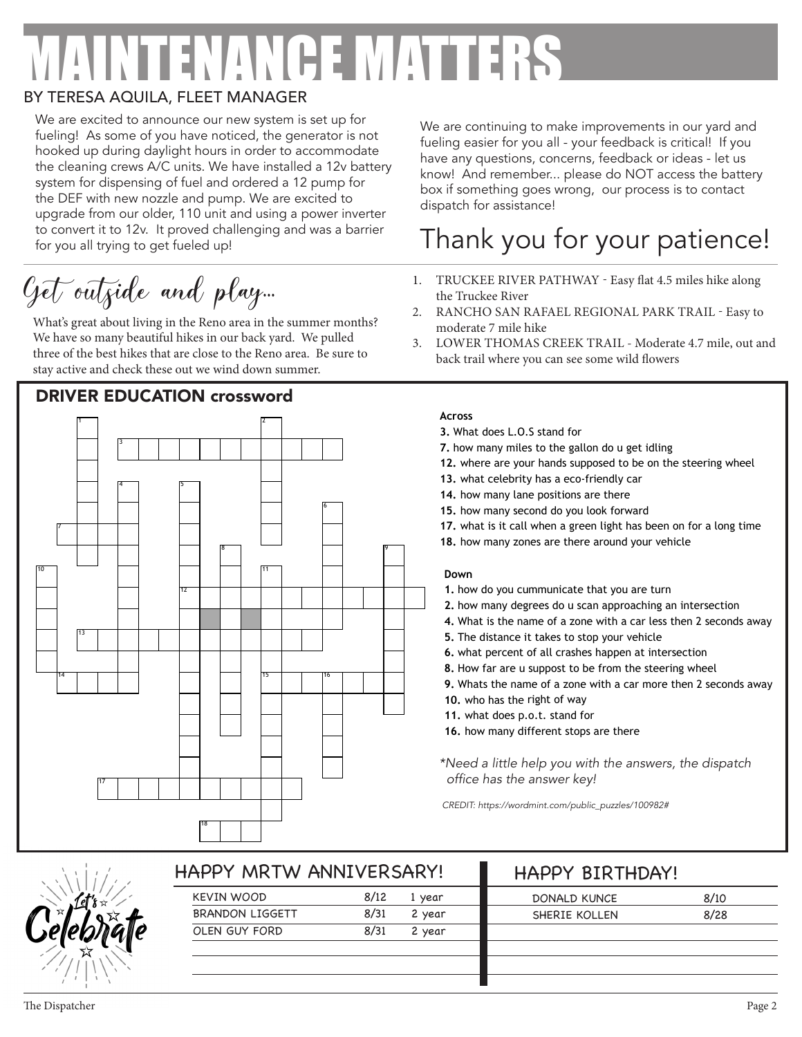# MAINTENANCE MATTERS

BY TERESA AQUILA, FLEET MANAGER

We are excited to announce our new system is set up for fueling! As some of you have noticed, the generator is not hooked up during daylight hours in order to accommodate the cleaning crews A/C units. We have installed a 12v battery system for dispensing of fuel and ordered a 12 pump for the DEF with new nozzle and pump. We are excited to upgrade from our older, 110 unit and using a power inverter to convert it to 12v. It proved challenging and was a barrier for you all trying to get fueled up!

We are continuing to make improvements in our yard and fueling easier for you all - your feedback is critical! If you have any questions, concerns, feedback or ideas - let us know! And remember... please do NOT access the battery box if something goes wrong, our process is to contact dispatch for assistance!

## Thank you for your patience!

## Get outside and play...

What's great about living in the Reno area in the summer months? We have so many beautiful hikes in our back yard. We pulled three of the best hikes that are close to the Reno area. Be sure to stay active and check these out we wind down summer.

1. TRUCKEE RIVER PATHWAY - Easy flat 4.5 miles hike along the Truckee River
2. RANCHO SAN RAFAEL REGIONAL PARK TRAIL - Easy to moderate 7 mile hike
3. LOWER THOMAS CREEK TRAIL - Moderate 4.7 mile, out and back trail where you can see some wild flowers

## DRIVER EDUCATION crossword

**Across**

**3.** What does L.O.S stand for
**7.** how many miles to the gallon do u get idling
**12.** where are your hands supposed to be on the steering wheel
**13.** what celebrity has a eco-friendly car
**14.** how many lane positions are there
**15.** how many second do you look forward
**17.** what is it call when a green light has been on for a long time
**18.** how many zones are there around your vehicle

**Down**

**1.** how do you cummunicate that you are turn
**2.** how many degrees do u scan approaching an intersection
**4.** What is the name of a zone with a car less then 2 seconds away
**5.** The distance it takes to stop your vehicle
**6.** what percent of all crashes happen at intersection
**8.** How far are u suppost to be from the steering wheel
**9.** Whats the name of a zone with a car more then 2 seconds away
**10.** who has the right of way
**11.** what does p.o.t. stand for
**16.** how many different stops are there

*\*Need a little help you with the answers, the dispatch office has the answer key!*

*CREDIT: https://wordmint.com/public_puzzles/100982#*

Let's Celebrate

## HAPPY MRTW ANNIVERSARY!

| | | |
|---|---|---|
| KEVIN WOOD | 8/12 | 1 year |
| BRANDON LIGGETT | 8/31 | 2 year |
| OLEN GUY FORD | 8/31 | 2 year |

## HAPPY BIRTHDAY!

| | |
|---|---|
| DONALD KUNCE | 8/10 |
| SHERIE KOLLEN | 8/28 |